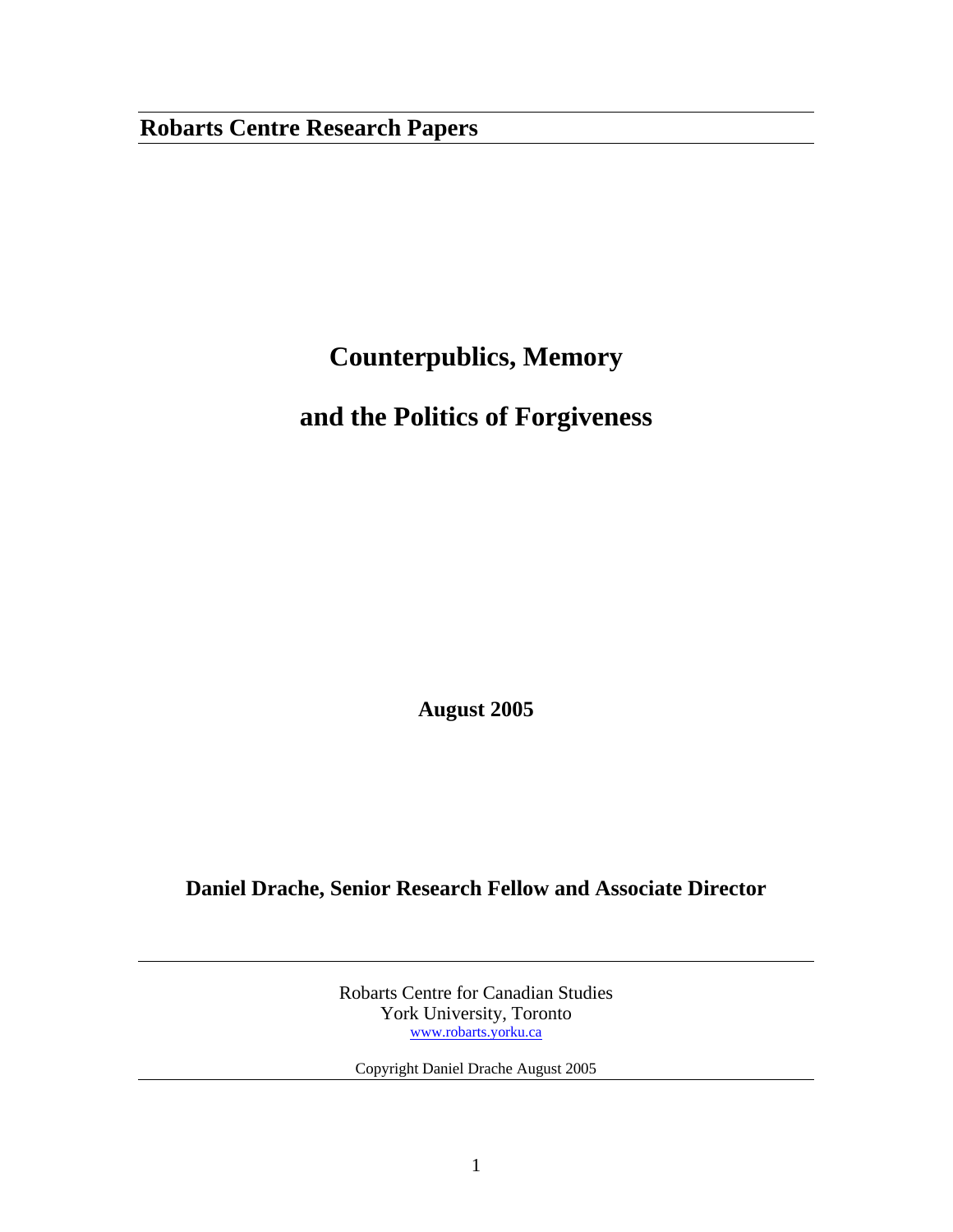**Robarts Centre Research Papers**

# Counterpublics, Memory

# and the Politics of Forgiveness

**August 2005**

**Daniel Drache, Senior Research Fellow and Associate Director**

Robarts Centre for Canadian Studies
York University, Toronto
www.robarts.yorku.ca

Copyright Daniel Drache August 2005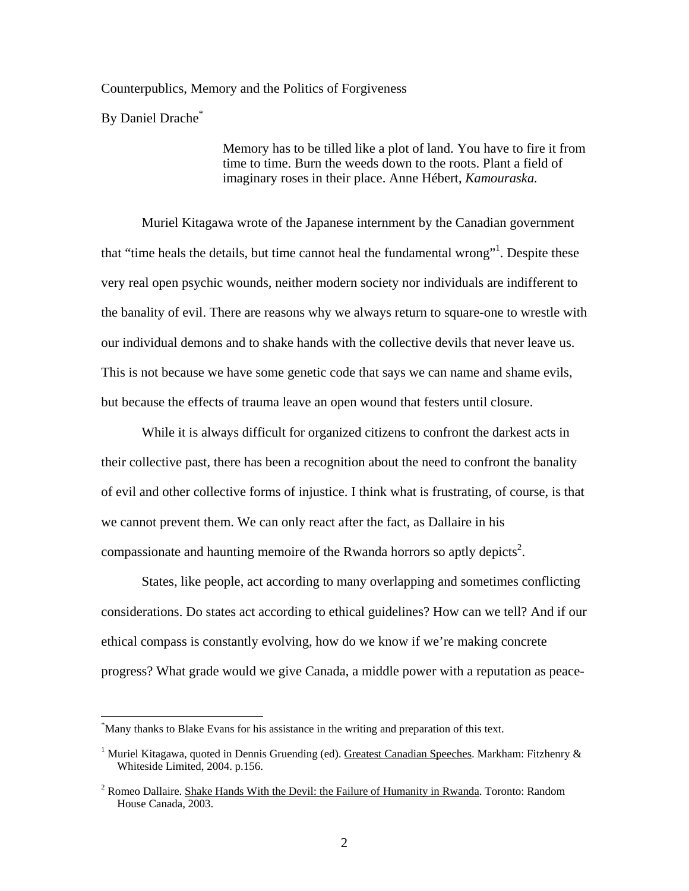Counterpublics, Memory and the Politics of Forgiveness

By Daniel Drache[*]

> Memory has to be tilled like a plot of land. You have to fire it from time to time. Burn the weeds down to the roots. Plant a field of imaginary roses in their place. Anne Hébert, *Kamouraska.*

Muriel Kitagawa wrote of the Japanese internment by the Canadian government that "time heals the details, but time cannot heal the fundamental wrong"[1]. Despite these very real open psychic wounds, neither modern society nor individuals are indifferent to the banality of evil. There are reasons why we always return to square-one to wrestle with our individual demons and to shake hands with the collective devils that never leave us. This is not because we have some genetic code that says we can name and shame evils, but because the effects of trauma leave an open wound that festers until closure.

While it is always difficult for organized citizens to confront the darkest acts in their collective past, there has been a recognition about the need to confront the banality of evil and other collective forms of injustice. I think what is frustrating, of course, is that we cannot prevent them. We can only react after the fact, as Dallaire in his compassionate and haunting memoire of the Rwanda horrors so aptly depicts[2].

States, like people, act according to many overlapping and sometimes conflicting considerations. Do states act according to ethical guidelines? How can we tell? And if our ethical compass is constantly evolving, how do we know if we're making concrete progress? What grade would we give Canada, a middle power with a reputation as peace-

---

[*] Many thanks to Blake Evans for his assistance in the writing and preparation of this text.

[1] Muriel Kitagawa, quoted in Dennis Gruending (ed). Greatest Canadian Speeches. Markham: Fitzhenry & Whiteside Limited, 2004. p.156.

[2] Romeo Dallaire. Shake Hands With the Devil: the Failure of Humanity in Rwanda. Toronto: Random House Canada, 2003.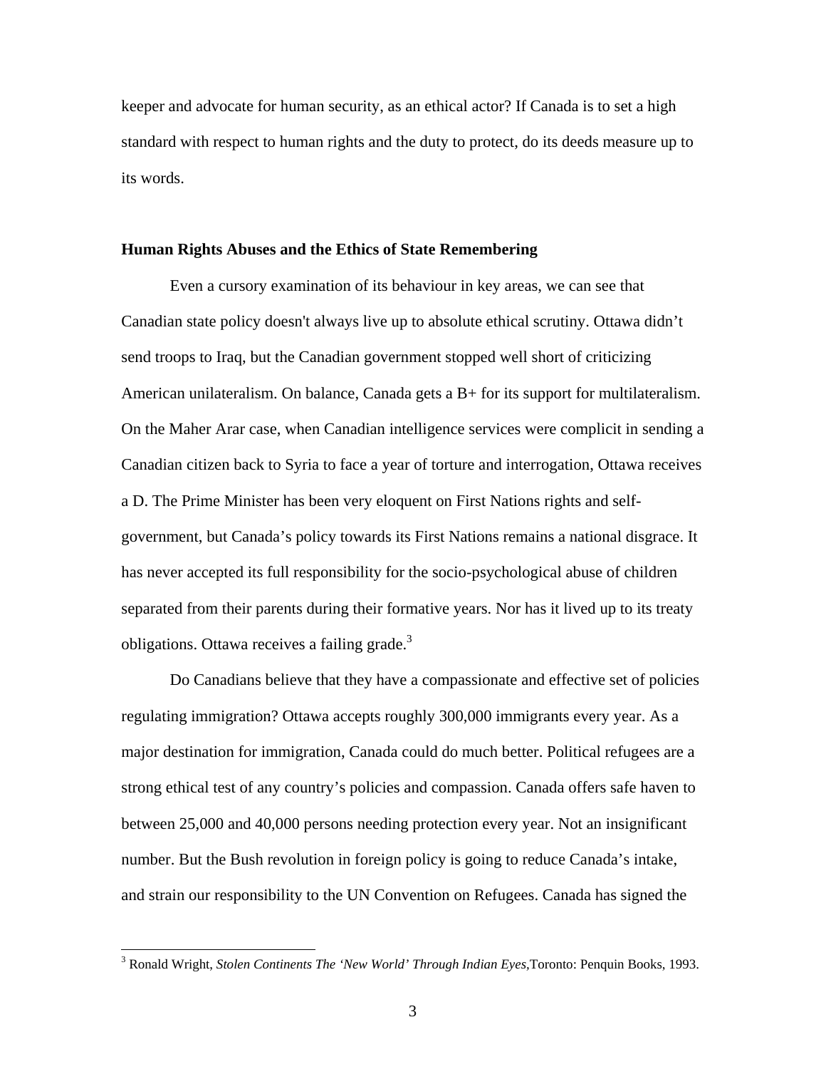keeper and advocate for human security, as an ethical actor? If Canada is to set a high standard with respect to human rights and the duty to protect, do its deeds measure up to its words.

**Human Rights Abuses and the Ethics of State Remembering**

Even a cursory examination of its behaviour in key areas, we can see that Canadian state policy doesn't always live up to absolute ethical scrutiny. Ottawa didn't send troops to Iraq, but the Canadian government stopped well short of criticizing American unilateralism. On balance, Canada gets a B+ for its support for multilateralism. On the Maher Arar case, when Canadian intelligence services were complicit in sending a Canadian citizen back to Syria to face a year of torture and interrogation, Ottawa receives a D. The Prime Minister has been very eloquent on First Nations rights and self-government, but Canada's policy towards its First Nations remains a national disgrace. It has never accepted its full responsibility for the socio-psychological abuse of children separated from their parents during their formative years. Nor has it lived up to its treaty obligations. Ottawa receives a failing grade.[3]

Do Canadians believe that they have a compassionate and effective set of policies regulating immigration? Ottawa accepts roughly 300,000 immigrants every year. As a major destination for immigration, Canada could do much better. Political refugees are a strong ethical test of any country's policies and compassion. Canada offers safe haven to between 25,000 and 40,000 persons needing protection every year. Not an insignificant number. But the Bush revolution in foreign policy is going to reduce Canada's intake, and strain our responsibility to the UN Convention on Refugees. Canada has signed the

---

[3] Ronald Wright, *Stolen Continents The 'New World' Through Indian Eyes,*Toronto: Penquin Books, 1993.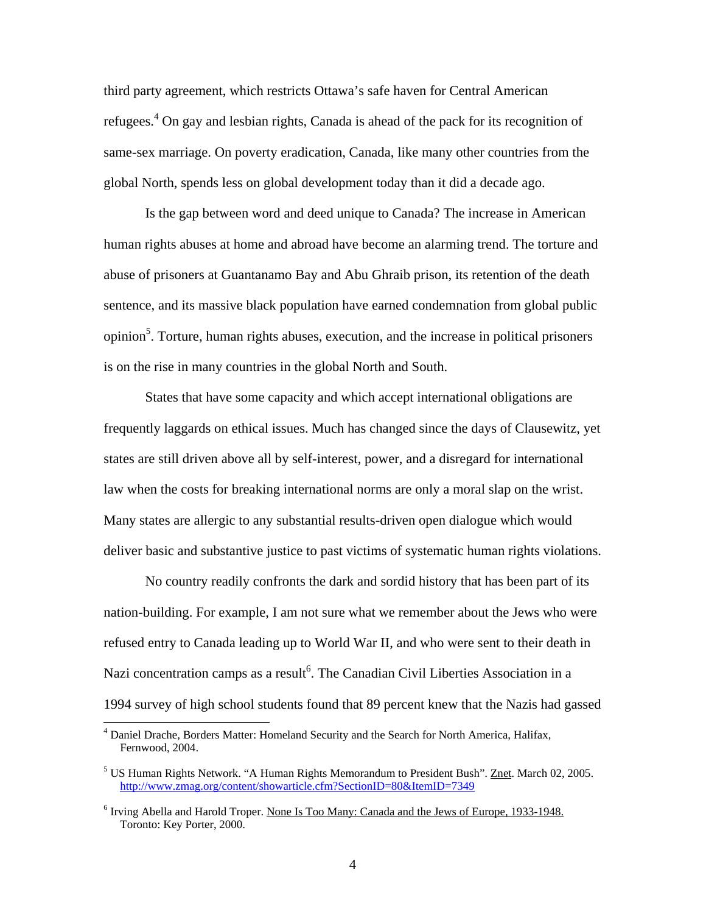third party agreement, which restricts Ottawa's safe haven for Central American refugees.[4] On gay and lesbian rights, Canada is ahead of the pack for its recognition of same-sex marriage. On poverty eradication, Canada, like many other countries from the global North, spends less on global development today than it did a decade ago.

Is the gap between word and deed unique to Canada? The increase in American human rights abuses at home and abroad have become an alarming trend. The torture and abuse of prisoners at Guantanamo Bay and Abu Ghraib prison, its retention of the death sentence, and its massive black population have earned condemnation from global public opinion[5]. Torture, human rights abuses, execution, and the increase in political prisoners is on the rise in many countries in the global North and South.

States that have some capacity and which accept international obligations are frequently laggards on ethical issues. Much has changed since the days of Clausewitz, yet states are still driven above all by self-interest, power, and a disregard for international law when the costs for breaking international norms are only a moral slap on the wrist. Many states are allergic to any substantial results-driven open dialogue which would deliver basic and substantive justice to past victims of systematic human rights violations.

No country readily confronts the dark and sordid history that has been part of its nation-building. For example, I am not sure what we remember about the Jews who were refused entry to Canada leading up to World War II, and who were sent to their death in Nazi concentration camps as a result[6]. The Canadian Civil Liberties Association in a 1994 survey of high school students found that 89 percent knew that the Nazis had gassed

---

[4] Daniel Drache, Borders Matter: Homeland Security and the Search for North America, Halifax, Fernwood, 2004.

[5] US Human Rights Network. "A Human Rights Memorandum to President Bush". Znet. March 02, 2005. http://www.zmag.org/content/showarticle.cfm?SectionID=80&ItemID=7349

[6] Irving Abella and Harold Troper. None Is Too Many: Canada and the Jews of Europe, 1933-1948. Toronto: Key Porter, 2000.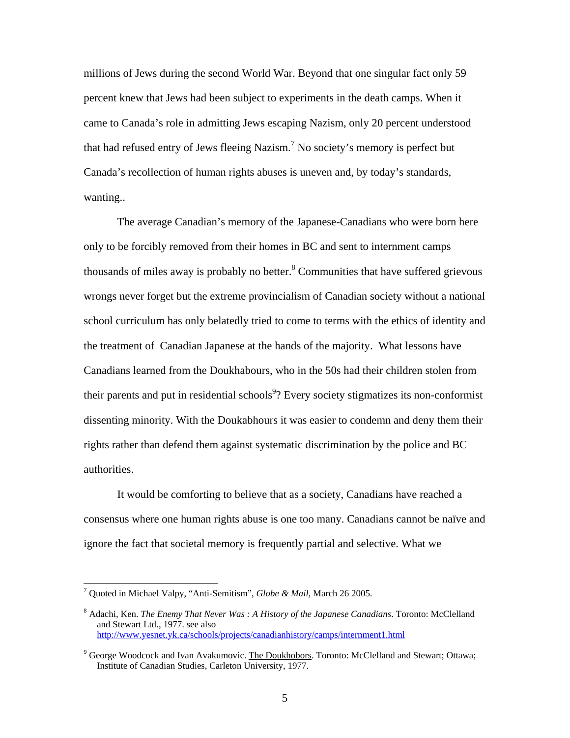millions of Jews during the second World War. Beyond that one singular fact only 59 percent knew that Jews had been subject to experiments in the death camps. When it came to Canada's role in admitting Jews escaping Nazism, only 20 percent understood that had refused entry of Jews fleeing Nazism.[7] No society's memory is perfect but Canada's recollection of human rights abuses is uneven and, by today's standards, wanting..

The average Canadian's memory of the Japanese-Canadians who were born here only to be forcibly removed from their homes in BC and sent to internment camps thousands of miles away is probably no better.[8] Communities that have suffered grievous wrongs never forget but the extreme provincialism of Canadian society without a national school curriculum has only belatedly tried to come to terms with the ethics of identity and the treatment of Canadian Japanese at the hands of the majority. What lessons have Canadians learned from the Doukhabours, who in the 50s had their children stolen from their parents and put in residential schools[9]? Every society stigmatizes its non-conformist dissenting minority. With the Doukabhours it was easier to condemn and deny them their rights rather than defend them against systematic discrimination by the police and BC authorities.

It would be comforting to believe that as a society, Canadians have reached a consensus where one human rights abuse is one too many. Canadians cannot be naïve and ignore the fact that societal memory is frequently partial and selective. What we

---

[7] Quoted in Michael Valpy, "Anti-Semitism", *Globe & Mail*, March 26 2005.

[8] Adachi, Ken. *The Enemy That Never Was : A History of the Japanese Canadians*. Toronto: McClelland and Stewart Ltd., 1977. see also http://www.yesnet.yk.ca/schools/projects/canadianhistory/camps/internment1.html

[9] George Woodcock and Ivan Avakumovic. The Doukhobors. Toronto: McClelland and Stewart; Ottawa; Institute of Canadian Studies, Carleton University, 1977.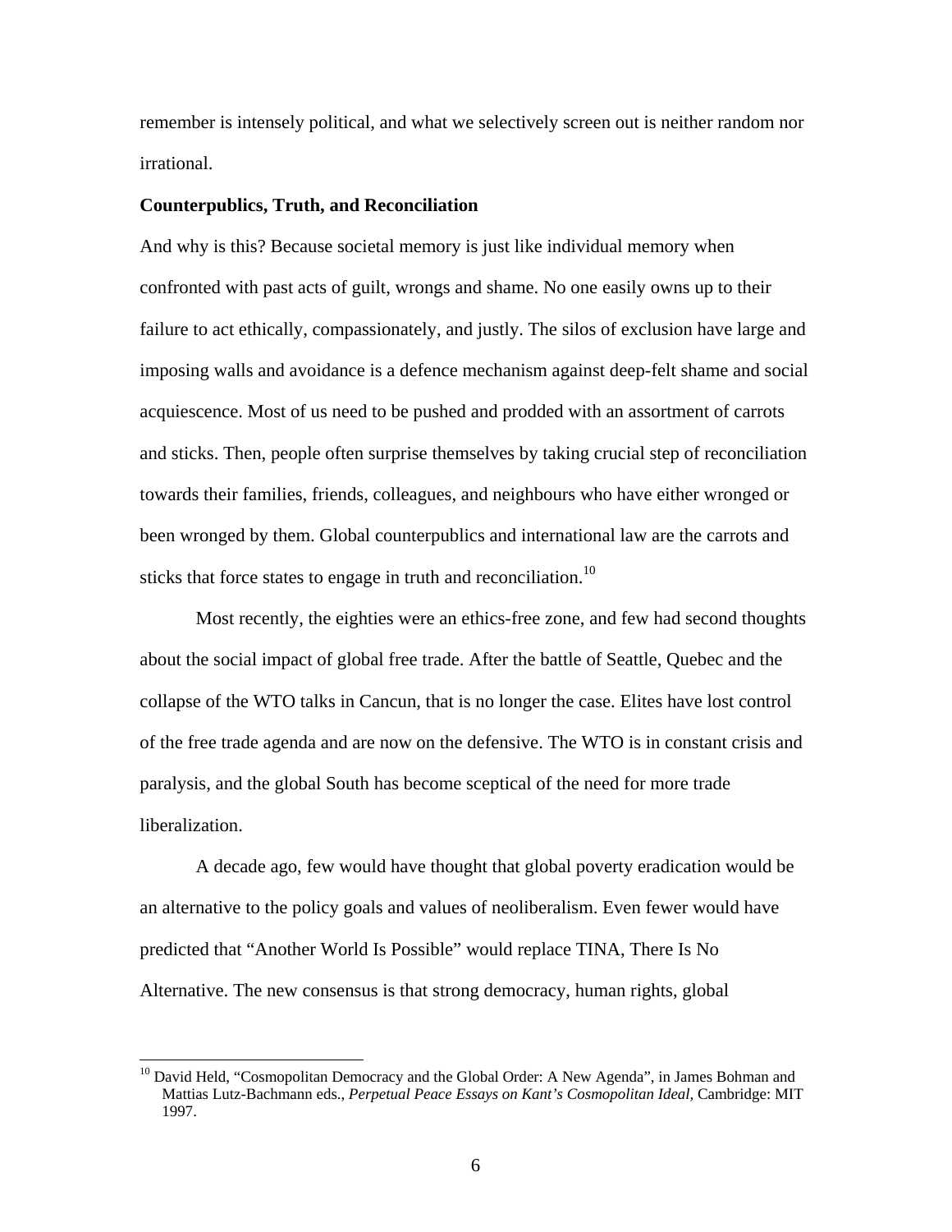remember is intensely political, and what we selectively screen out is neither random nor irrational.

**Counterpublics, Truth, and Reconciliation**

And why is this? Because societal memory is just like individual memory when confronted with past acts of guilt, wrongs and shame. No one easily owns up to their failure to act ethically, compassionately, and justly. The silos of exclusion have large and imposing walls and avoidance is a defence mechanism against deep-felt shame and social acquiescence. Most of us need to be pushed and prodded with an assortment of carrots and sticks. Then, people often surprise themselves by taking crucial step of reconciliation towards their families, friends, colleagues, and neighbours who have either wronged or been wronged by them. Global counterpublics and international law are the carrots and sticks that force states to engage in truth and reconciliation.[10]

Most recently, the eighties were an ethics-free zone, and few had second thoughts about the social impact of global free trade. After the battle of Seattle, Quebec and the collapse of the WTO talks in Cancun, that is no longer the case. Elites have lost control of the free trade agenda and are now on the defensive. The WTO is in constant crisis and paralysis, and the global South has become sceptical of the need for more trade liberalization.

A decade ago, few would have thought that global poverty eradication would be an alternative to the policy goals and values of neoliberalism. Even fewer would have predicted that "Another World Is Possible" would replace TINA, There Is No Alternative. The new consensus is that strong democracy, human rights, global

[10] David Held, "Cosmopolitan Democracy and the Global Order: A New Agenda", in James Bohman and Mattias Lutz-Bachmann eds., *Perpetual Peace Essays on Kant's Cosmopolitan Ideal,* Cambridge: MIT 1997.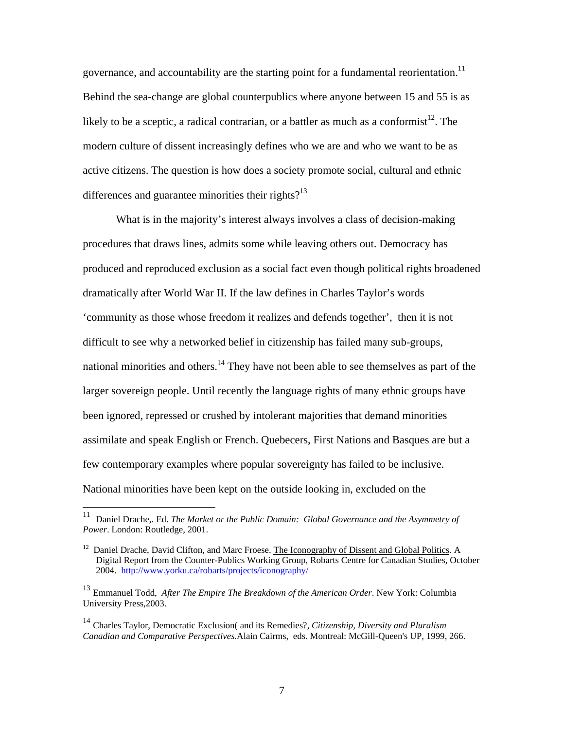governance, and accountability are the starting point for a fundamental reorientation.[11] Behind the sea-change are global counterpublics where anyone between 15 and 55 is as likely to be a sceptic, a radical contrarian, or a battler as much as a conformist[12]. The modern culture of dissent increasingly defines who we are and who we want to be as active citizens. The question is how does a society promote social, cultural and ethnic differences and guarantee minorities their rights?[13]

What is in the majority's interest always involves a class of decision-making procedures that draws lines, admits some while leaving others out. Democracy has produced and reproduced exclusion as a social fact even though political rights broadened dramatically after World War II. If the law defines in Charles Taylor's words 'community as those whose freedom it realizes and defends together', then it is not difficult to see why a networked belief in citizenship has failed many sub-groups, national minorities and others.[14] They have not been able to see themselves as part of the larger sovereign people. Until recently the language rights of many ethnic groups have been ignored, repressed or crushed by intolerant majorities that demand minorities assimilate and speak English or French. Quebecers, First Nations and Basques are but a few contemporary examples where popular sovereignty has failed to be inclusive. National minorities have been kept on the outside looking in, excluded on the

---

[11] Daniel Drache,. Ed. *The Market or the Public Domain: Global Governance and the Asymmetry of Power*. London: Routledge, 2001.

[12] Daniel Drache, David Clifton, and Marc Froese. The Iconography of Dissent and Global Politics. A Digital Report from the Counter-Publics Working Group, Robarts Centre for Canadian Studies, October 2004. http://www.yorku.ca/robarts/projects/iconography/

[13] Emmanuel Todd, *After The Empire The Breakdown of the American Order*. New York: Columbia University Press,2003.

[14] Charles Taylor, Democratic Exclusion( and its Remedies?, *Citizenship, Diversity and Pluralism Canadian and Comparative Perspectives.*Alain Cairms, eds. Montreal: McGill-Queen's UP, 1999, 266.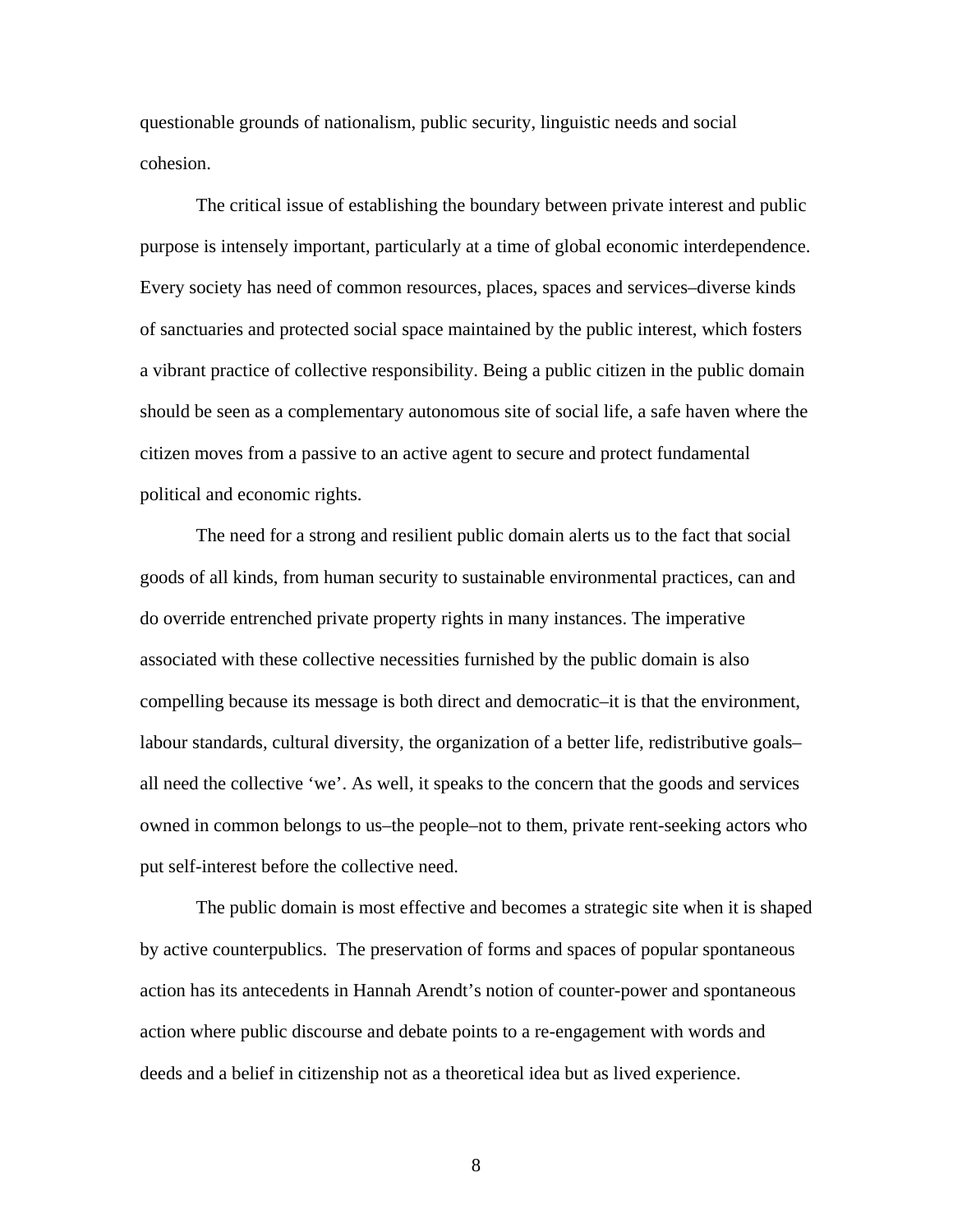questionable grounds of nationalism, public security, linguistic needs and social cohesion.

The critical issue of establishing the boundary between private interest and public purpose is intensely important, particularly at a time of global economic interdependence. Every society has need of common resources, places, spaces and services–diverse kinds of sanctuaries and protected social space maintained by the public interest, which fosters a vibrant practice of collective responsibility. Being a public citizen in the public domain should be seen as a complementary autonomous site of social life, a safe haven where the citizen moves from a passive to an active agent to secure and protect fundamental political and economic rights.

The need for a strong and resilient public domain alerts us to the fact that social goods of all kinds, from human security to sustainable environmental practices, can and do override entrenched private property rights in many instances. The imperative associated with these collective necessities furnished by the public domain is also compelling because its message is both direct and democratic–it is that the environment, labour standards, cultural diversity, the organization of a better life, redistributive goals–all need the collective 'we'. As well, it speaks to the concern that the goods and services owned in common belongs to us–the people–not to them, private rent-seeking actors who put self-interest before the collective need.

The public domain is most effective and becomes a strategic site when it is shaped by active counterpublics. The preservation of forms and spaces of popular spontaneous action has its antecedents in Hannah Arendt's notion of counter-power and spontaneous action where public discourse and debate points to a re-engagement with words and deeds and a belief in citizenship not as a theoretical idea but as lived experience.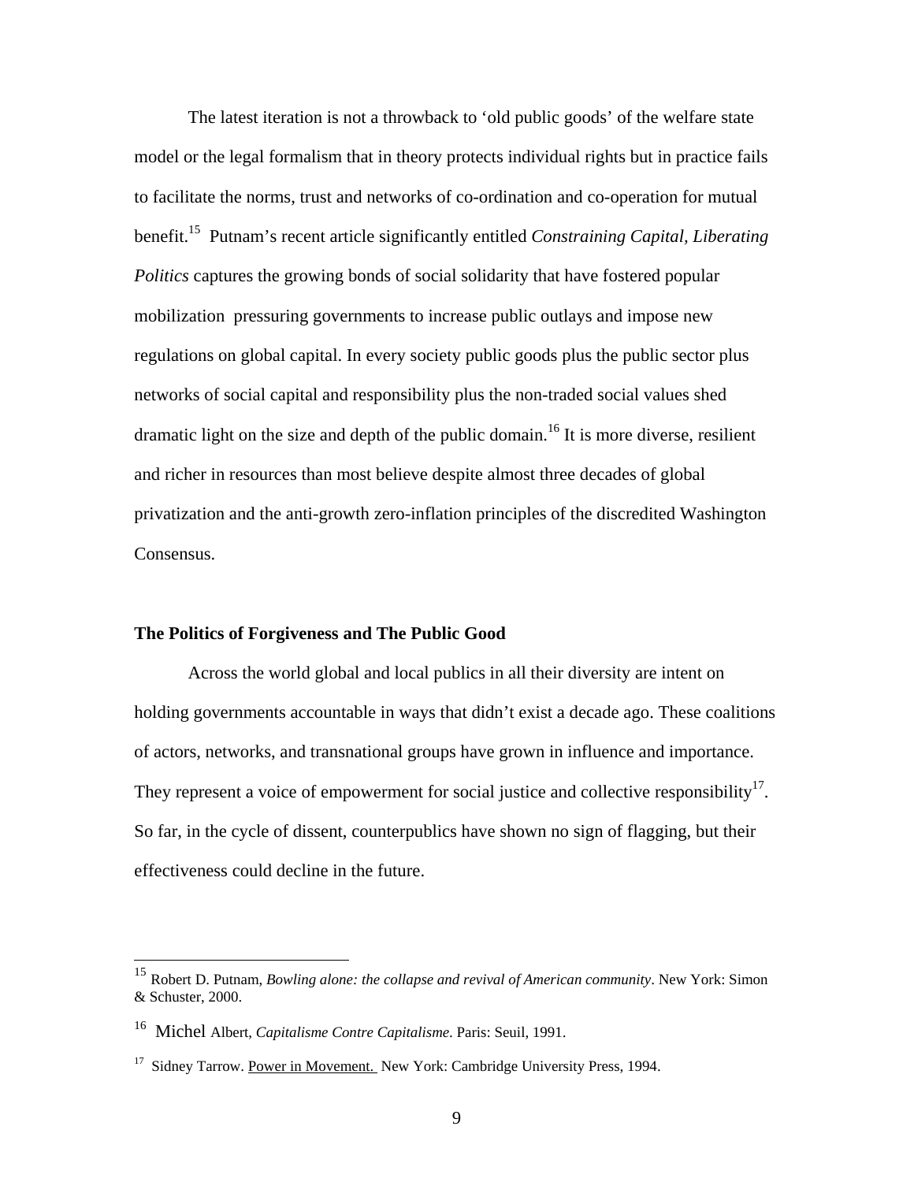The latest iteration is not a throwback to 'old public goods' of the welfare state model or the legal formalism that in theory protects individual rights but in practice fails to facilitate the norms, trust and networks of co-ordination and co-operation for mutual benefit.[15] Putnam's recent article significantly entitled *Constraining Capital, Liberating Politics* captures the growing bonds of social solidarity that have fostered popular mobilization pressuring governments to increase public outlays and impose new regulations on global capital. In every society public goods plus the public sector plus networks of social capital and responsibility plus the non-traded social values shed dramatic light on the size and depth of the public domain.[16] It is more diverse, resilient and richer in resources than most believe despite almost three decades of global privatization and the anti-growth zero-inflation principles of the discredited Washington Consensus.

**The Politics of Forgiveness and The Public Good**

Across the world global and local publics in all their diversity are intent on holding governments accountable in ways that didn't exist a decade ago. These coalitions of actors, networks, and transnational groups have grown in influence and importance. They represent a voice of empowerment for social justice and collective responsibility[17]. So far, in the cycle of dissent, counterpublics have shown no sign of flagging, but their effectiveness could decline in the future.

---

[15] Robert D. Putnam, *Bowling alone: the collapse and revival of American community*. New York: Simon & Schuster, 2000.

[16] Michel Albert, *Capitalisme Contre Capitalisme*. Paris: Seuil, 1991.

[17] Sidney Tarrow. Power in Movement. New York: Cambridge University Press, 1994.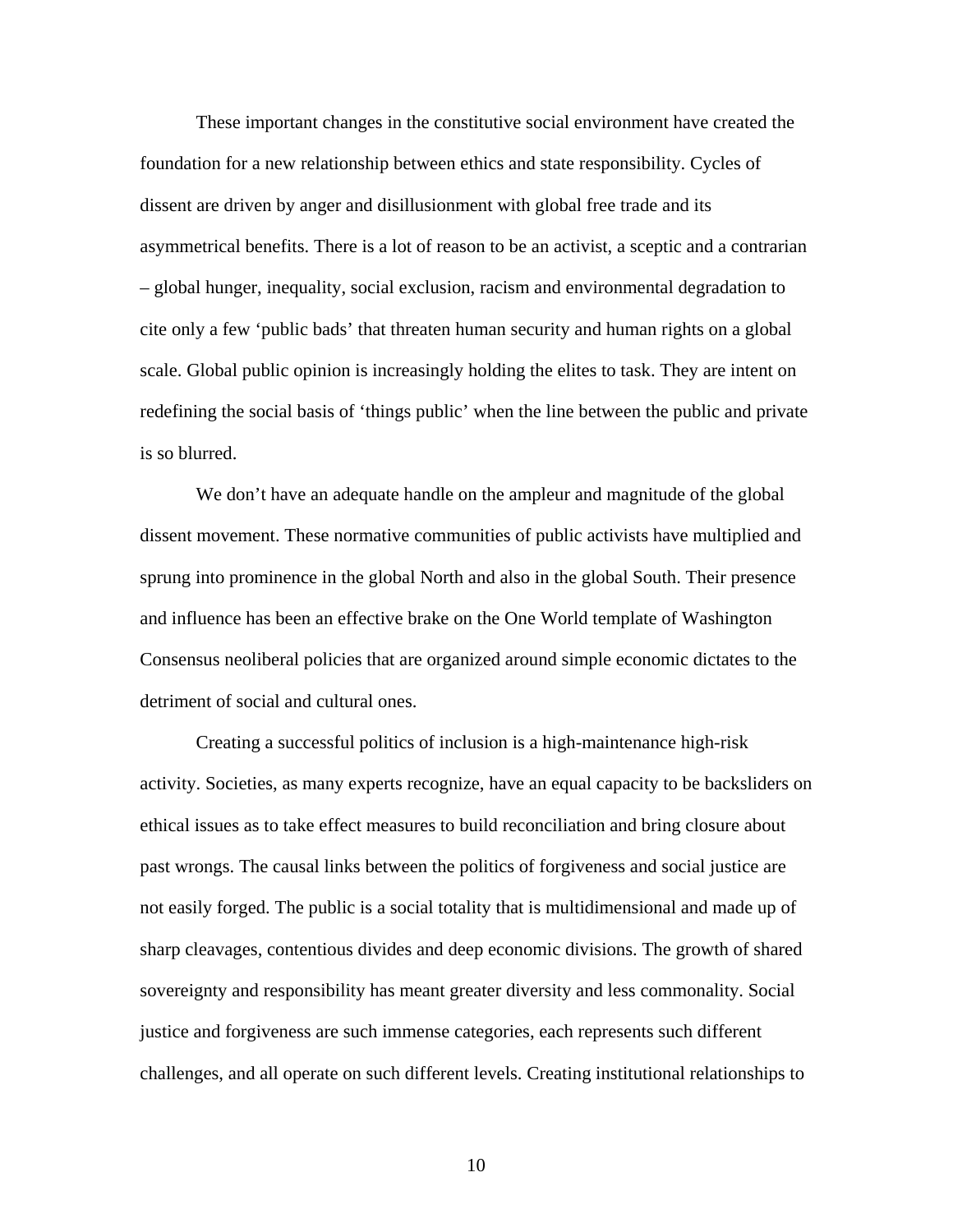These important changes in the constitutive social environment have created the foundation for a new relationship between ethics and state responsibility. Cycles of dissent are driven by anger and disillusionment with global free trade and its asymmetrical benefits. There is a lot of reason to be an activist, a sceptic and a contrarian – global hunger, inequality, social exclusion, racism and environmental degradation to cite only a few 'public bads' that threaten human security and human rights on a global scale. Global public opinion is increasingly holding the elites to task. They are intent on redefining the social basis of 'things public' when the line between the public and private is so blurred.

We don't have an adequate handle on the ampleur and magnitude of the global dissent movement. These normative communities of public activists have multiplied and sprung into prominence in the global North and also in the global South. Their presence and influence has been an effective brake on the One World template of Washington Consensus neoliberal policies that are organized around simple economic dictates to the detriment of social and cultural ones.

Creating a successful politics of inclusion is a high-maintenance high-risk activity. Societies, as many experts recognize, have an equal capacity to be backsliders on ethical issues as to take effect measures to build reconciliation and bring closure about past wrongs. The causal links between the politics of forgiveness and social justice are not easily forged. The public is a social totality that is multidimensional and made up of sharp cleavages, contentious divides and deep economic divisions. The growth of shared sovereignty and responsibility has meant greater diversity and less commonality. Social justice and forgiveness are such immense categories, each represents such different challenges, and all operate on such different levels. Creating institutional relationships to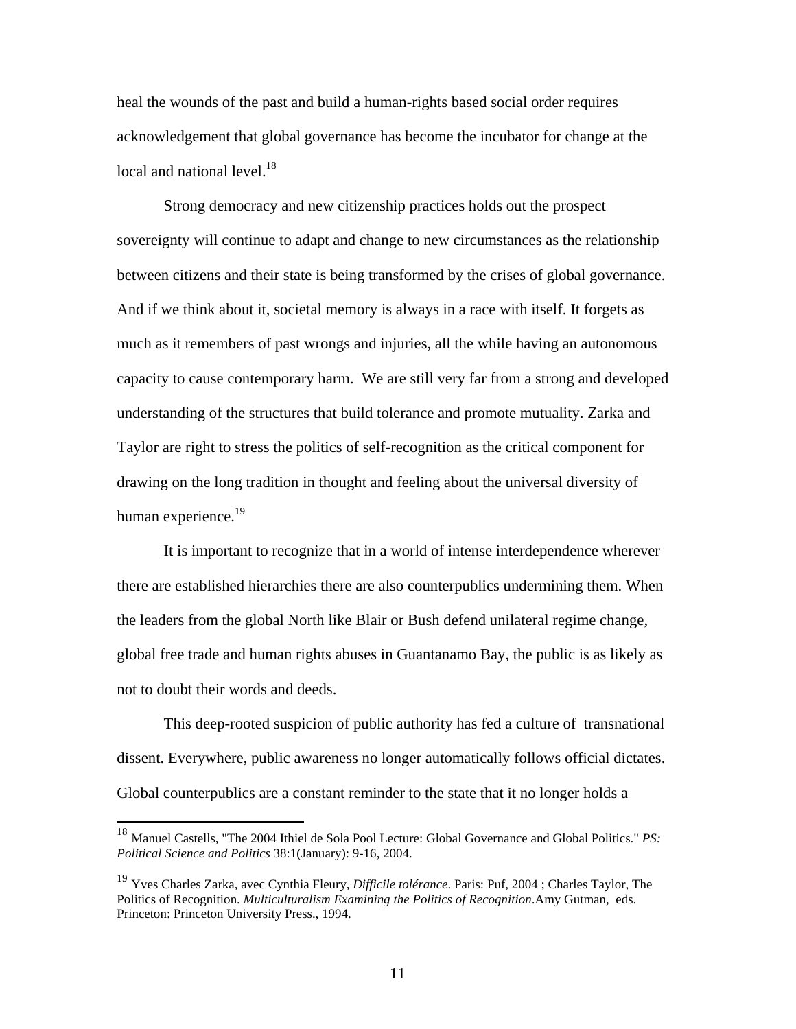heal the wounds of the past and build a human-rights based social order requires acknowledgement that global governance has become the incubator for change at the local and national level.[18]

Strong democracy and new citizenship practices holds out the prospect sovereignty will continue to adapt and change to new circumstances as the relationship between citizens and their state is being transformed by the crises of global governance. And if we think about it, societal memory is always in a race with itself. It forgets as much as it remembers of past wrongs and injuries, all the while having an autonomous capacity to cause contemporary harm. We are still very far from a strong and developed understanding of the structures that build tolerance and promote mutuality. Zarka and Taylor are right to stress the politics of self-recognition as the critical component for drawing on the long tradition in thought and feeling about the universal diversity of human experience.[19]

It is important to recognize that in a world of intense interdependence wherever there are established hierarchies there are also counterpublics undermining them. When the leaders from the global North like Blair or Bush defend unilateral regime change, global free trade and human rights abuses in Guantanamo Bay, the public is as likely as not to doubt their words and deeds.

This deep-rooted suspicion of public authority has fed a culture of transnational dissent. Everywhere, public awareness no longer automatically follows official dictates. Global counterpublics are a constant reminder to the state that it no longer holds a

---

[18] Manuel Castells, "The 2004 Ithiel de Sola Pool Lecture: Global Governance and Global Politics." *PS: Political Science and Politics* 38:1(January): 9-16, 2004.

[19] Yves Charles Zarka, avec Cynthia Fleury, *Difficile tolérance*. Paris: Puf, 2004 ; Charles Taylor, The Politics of Recognition. *Multiculturalism Examining the Politics of Recognition*.Amy Gutman, eds. Princeton: Princeton University Press., 1994.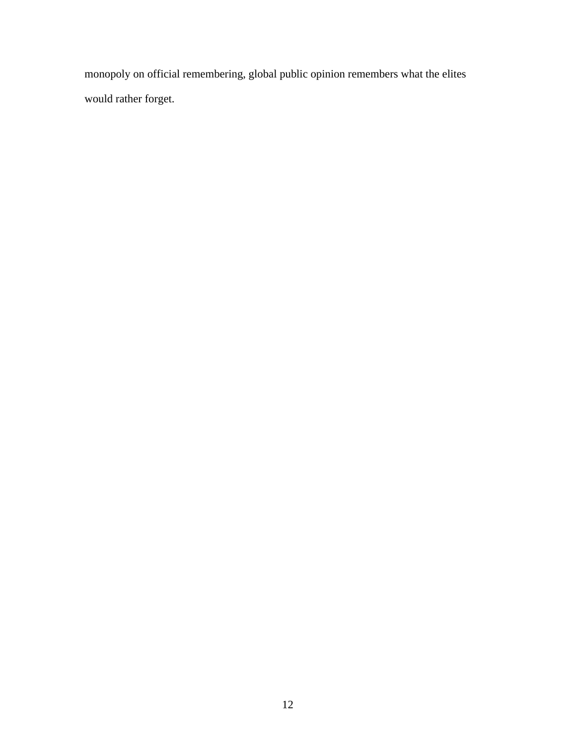monopoly on official remembering, global public opinion remembers what the elites would rather forget.